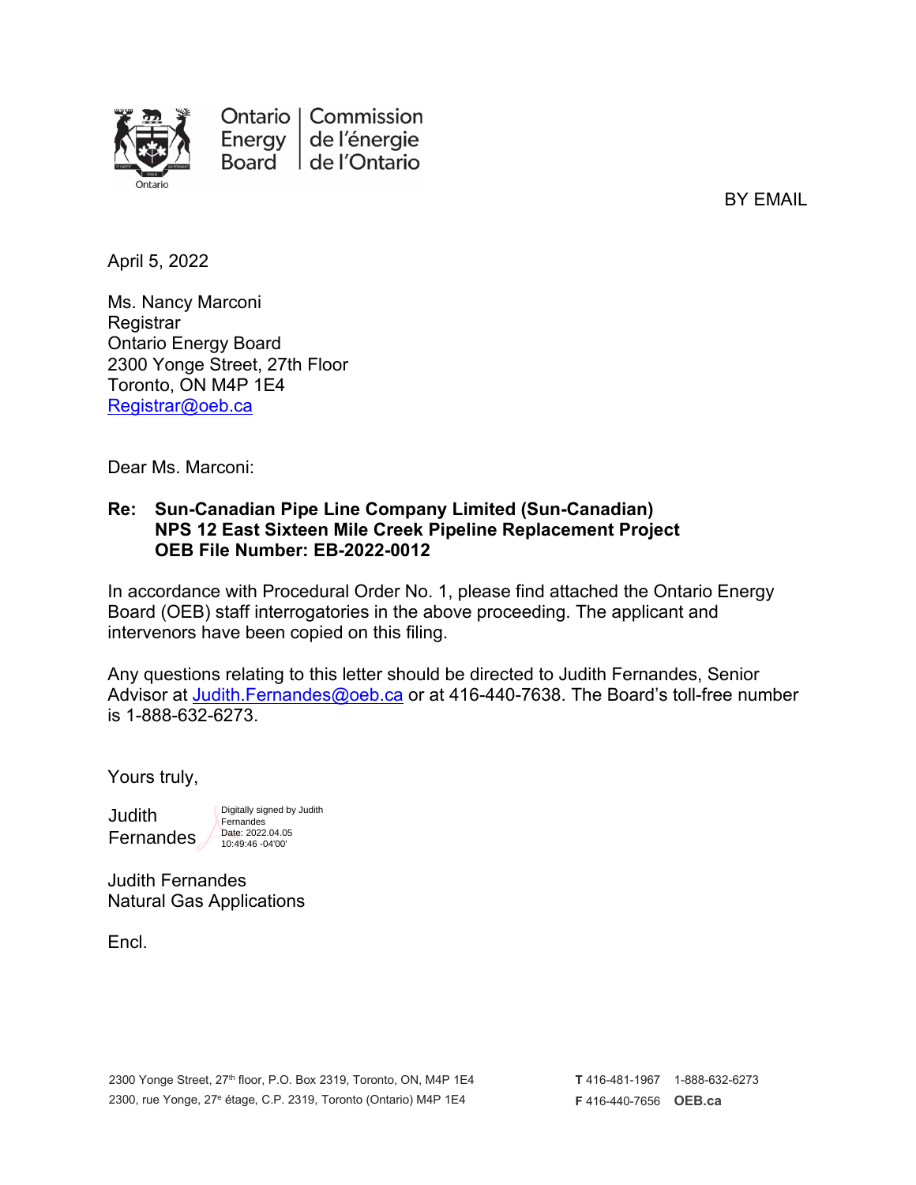Ontario Energy Board | Commission de l'énergie de l'Ontario

BY EMAIL

April 5, 2022

Ms. Nancy Marconi
Registrar
Ontario Energy Board
2300 Yonge Street, 27th Floor
Toronto, ON M4P 1E4
Registrar@oeb.ca

Dear Ms. Marconi:

**Re: Sun-Canadian Pipe Line Company Limited (Sun-Canadian)**
**NPS 12 East Sixteen Mile Creek Pipeline Replacement Project**
**OEB File Number: EB-2022-0012**

In accordance with Procedural Order No. 1, please find attached the Ontario Energy Board (OEB) staff interrogatories in the above proceeding. The applicant and intervenors have been copied on this filing.

Any questions relating to this letter should be directed to Judith Fernandes, Senior Advisor at Judith.Fernandes@oeb.ca or at 416-440-7638. The Board's toll-free number is 1-888-632-6273.

Yours truly,

Judith Fernandes

Digitally signed by Judith Fernandes
Date: 2022.04.05 10:49:46 -04'00'

Judith Fernandes
Natural Gas Applications

Encl.

2300 Yonge Street, 27th floor, P.O. Box 2319, Toronto, ON, M4P 1E4
2300, rue Yonge, 27e étage, C.P. 2319, Toronto (Ontario) M4P 1E4

T 416-481-1967 1-888-632-6273
F 416-440-7656 OEB.ca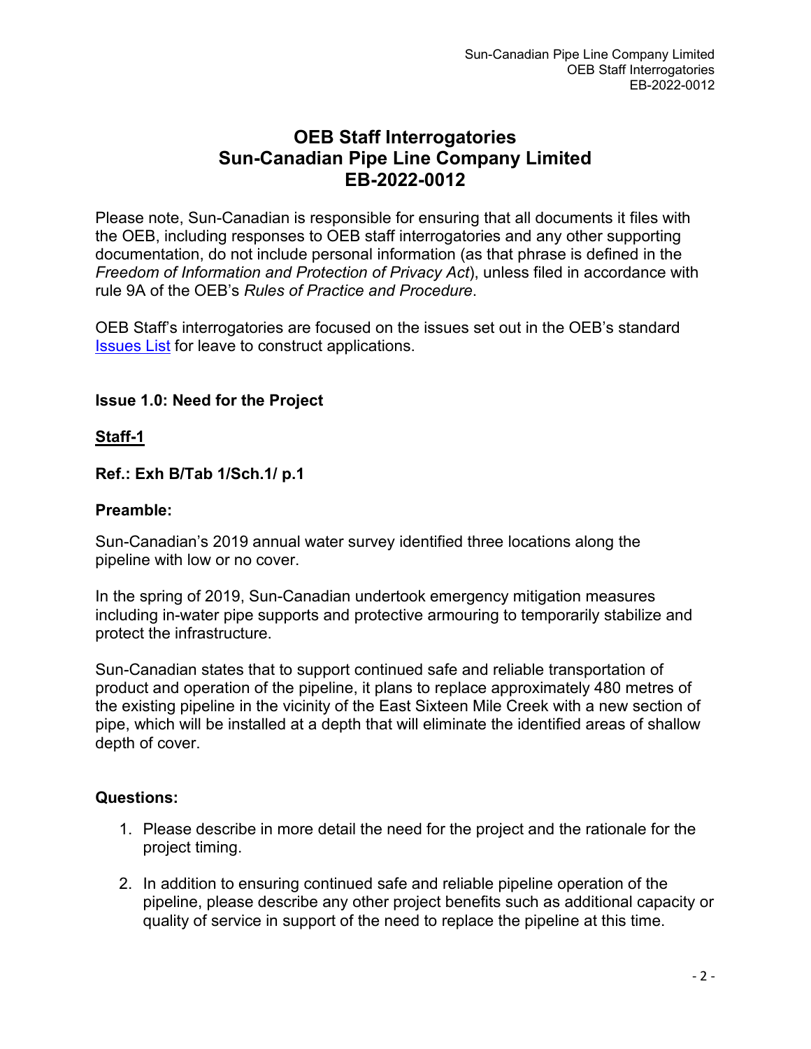# OEB Staff Interrogatories
# Sun-Canadian Pipe Line Company Limited
# EB-2022-0012

Please note, Sun-Canadian is responsible for ensuring that all documents it files with the OEB, including responses to OEB staff interrogatories and any other supporting documentation, do not include personal information (as that phrase is defined in the *Freedom of Information and Protection of Privacy Act*), unless filed in accordance with rule 9A of the OEB's *Rules of Practice and Procedure*.

OEB Staff's interrogatories are focused on the issues set out in the OEB's standard Issues List for leave to construct applications.

**Issue 1.0: Need for the Project**

**Staff-1**

**Ref.: Exh B/Tab 1/Sch.1/ p.1**

**Preamble:**

Sun-Canadian's 2019 annual water survey identified three locations along the pipeline with low or no cover.

In the spring of 2019, Sun-Canadian undertook emergency mitigation measures including in-water pipe supports and protective armouring to temporarily stabilize and protect the infrastructure.

Sun-Canadian states that to support continued safe and reliable transportation of product and operation of the pipeline, it plans to replace approximately 480 metres of the existing pipeline in the vicinity of the East Sixteen Mile Creek with a new section of pipe, which will be installed at a depth that will eliminate the identified areas of shallow depth of cover.

**Questions:**

1. Please describe in more detail the need for the project and the rationale for the project timing.
2. In addition to ensuring continued safe and reliable pipeline operation of the pipeline, please describe any other project benefits such as additional capacity or quality of service in support of the need to replace the pipeline at this time.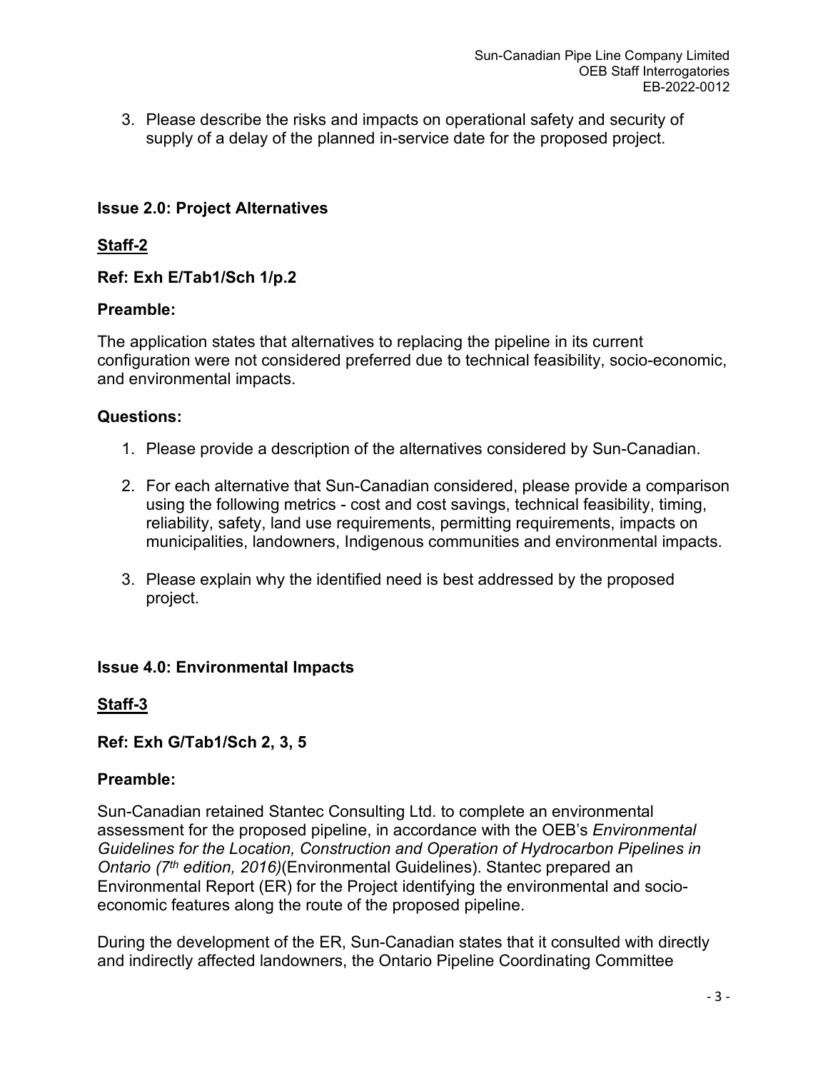3. Please describe the risks and impacts on operational safety and security of supply of a delay of the planned in-service date for the proposed project.

## Issue 2.0: Project Alternatives

### Staff-2

**Ref: Exh E/Tab1/Sch 1/p.2**

**Preamble:**

The application states that alternatives to replacing the pipeline in its current configuration were not considered preferred due to technical feasibility, socio-economic, and environmental impacts.

**Questions:**

1. Please provide a description of the alternatives considered by Sun-Canadian.

2. For each alternative that Sun-Canadian considered, please provide a comparison using the following metrics - cost and cost savings, technical feasibility, timing, reliability, safety, land use requirements, permitting requirements, impacts on municipalities, landowners, Indigenous communities and environmental impacts.

3. Please explain why the identified need is best addressed by the proposed project.

## Issue 4.0: Environmental Impacts

### Staff-3

**Ref: Exh G/Tab1/Sch 2, 3, 5**

**Preamble:**

Sun-Canadian retained Stantec Consulting Ltd. to complete an environmental assessment for the proposed pipeline, in accordance with the OEB's *Environmental Guidelines for the Location, Construction and Operation of Hydrocarbon Pipelines in Ontario (7th edition, 2016)*(Environmental Guidelines). Stantec prepared an Environmental Report (ER) for the Project identifying the environmental and socio-economic features along the route of the proposed pipeline.

During the development of the ER, Sun-Canadian states that it consulted with directly and indirectly affected landowners, the Ontario Pipeline Coordinating Committee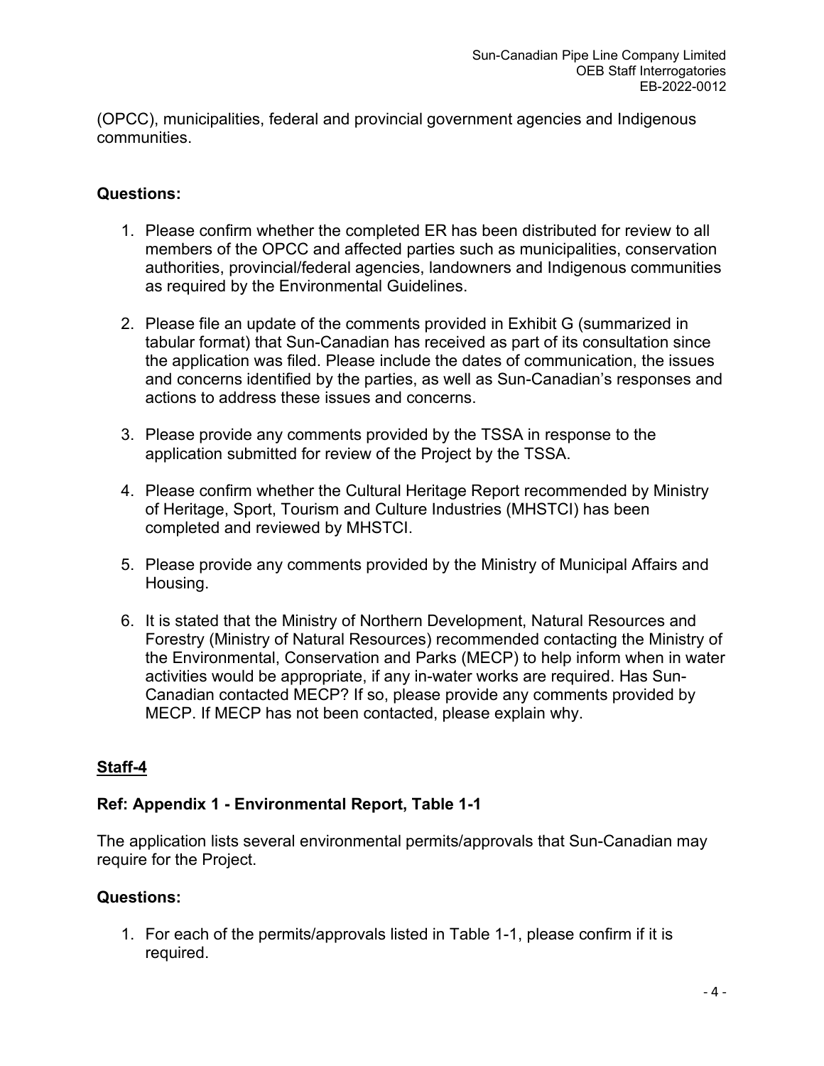(OPCC), municipalities, federal and provincial government agencies and Indigenous communities.

**Questions:**

1. Please confirm whether the completed ER has been distributed for review to all members of the OPCC and affected parties such as municipalities, conservation authorities, provincial/federal agencies, landowners and Indigenous communities as required by the Environmental Guidelines.

2. Please file an update of the comments provided in Exhibit G (summarized in tabular format) that Sun-Canadian has received as part of its consultation since the application was filed. Please include the dates of communication, the issues and concerns identified by the parties, as well as Sun-Canadian's responses and actions to address these issues and concerns.

3. Please provide any comments provided by the TSSA in response to the application submitted for review of the Project by the TSSA.

4. Please confirm whether the Cultural Heritage Report recommended by Ministry of Heritage, Sport, Tourism and Culture Industries (MHSTCI) has been completed and reviewed by MHSTCI.

5. Please provide any comments provided by the Ministry of Municipal Affairs and Housing.

6. It is stated that the Ministry of Northern Development, Natural Resources and Forestry (Ministry of Natural Resources) recommended contacting the Ministry of the Environmental, Conservation and Parks (MECP) to help inform when in water activities would be appropriate, if any in-water works are required. Has Sun-Canadian contacted MECP? If so, please provide any comments provided by MECP. If MECP has not been contacted, please explain why.

## Staff-4

**Ref: Appendix 1 - Environmental Report, Table 1-1**

The application lists several environmental permits/approvals that Sun-Canadian may require for the Project.

**Questions:**

1. For each of the permits/approvals listed in Table 1-1, please confirm if it is required.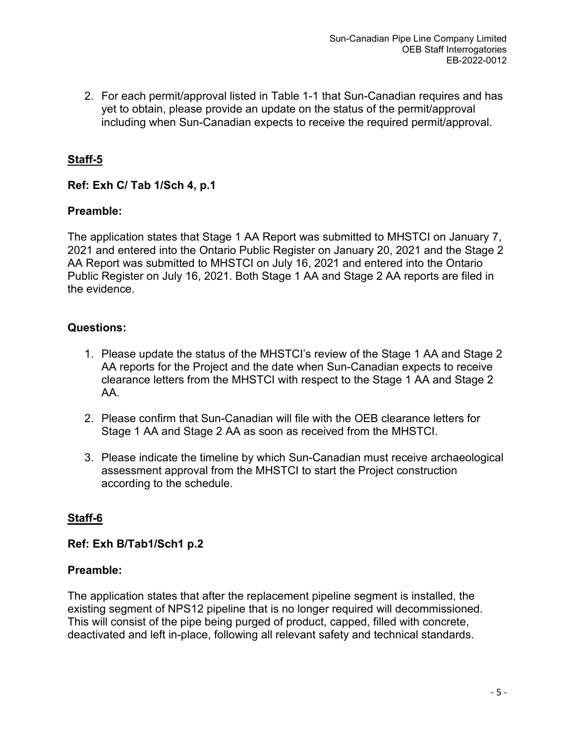2. For each permit/approval listed in Table 1-1 that Sun-Canadian requires and has yet to obtain, please provide an update on the status of the permit/approval including when Sun-Canadian expects to receive the required permit/approval.

## Staff-5

**Ref: Exh C/ Tab 1/Sch 4, p.1**

**Preamble:**

The application states that Stage 1 AA Report was submitted to MHSTCI on January 7, 2021 and entered into the Ontario Public Register on January 20, 2021 and the Stage 2 AA Report was submitted to MHSTCI on July 16, 2021 and entered into the Ontario Public Register on July 16, 2021. Both Stage 1 AA and Stage 2 AA reports are filed in the evidence.

**Questions:**

1. Please update the status of the MHSTCI's review of the Stage 1 AA and Stage 2 AA reports for the Project and the date when Sun-Canadian expects to receive clearance letters from the MHSTCI with respect to the Stage 1 AA and Stage 2 AA.

2. Please confirm that Sun-Canadian will file with the OEB clearance letters for Stage 1 AA and Stage 2 AA as soon as received from the MHSTCI.

3. Please indicate the timeline by which Sun-Canadian must receive archaeological assessment approval from the MHSTCI to start the Project construction according to the schedule.

## Staff-6

**Ref: Exh B/Tab1/Sch1 p.2**

**Preamble:**

The application states that after the replacement pipeline segment is installed, the existing segment of NPS12 pipeline that is no longer required will decommissioned. This will consist of the pipe being purged of product, capped, filled with concrete, deactivated and left in-place, following all relevant safety and technical standards.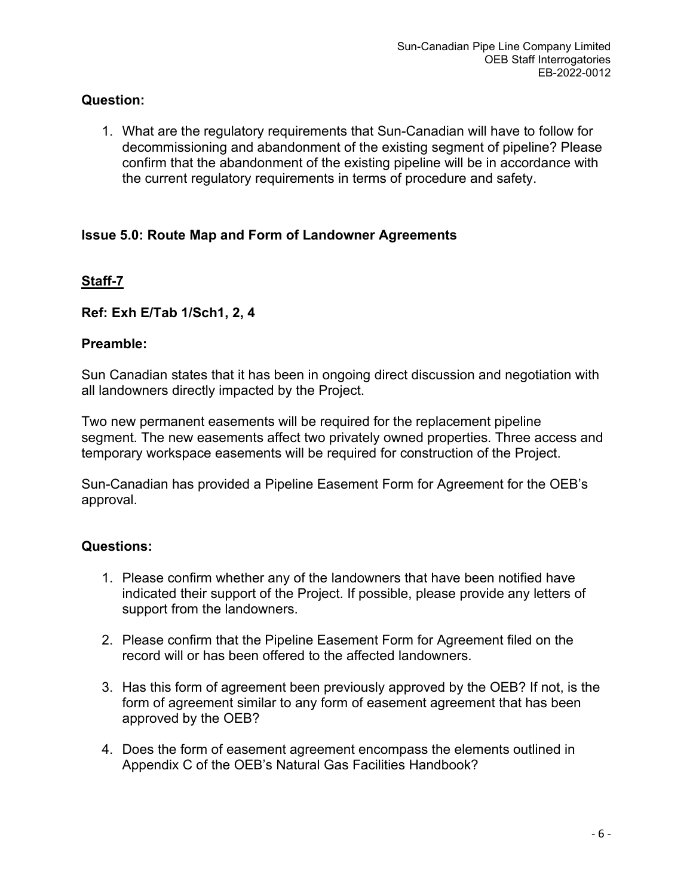**Question:**

1. What are the regulatory requirements that Sun-Canadian will have to follow for decommissioning and abandonment of the existing segment of pipeline? Please confirm that the abandonment of the existing pipeline will be in accordance with the current regulatory requirements in terms of procedure and safety.

## Issue 5.0: Route Map and Form of Landowner Agreements

### Staff-7

**Ref: Exh E/Tab 1/Sch1, 2, 4**

**Preamble:**

Sun Canadian states that it has been in ongoing direct discussion and negotiation with all landowners directly impacted by the Project.

Two new permanent easements will be required for the replacement pipeline segment. The new easements affect two privately owned properties. Three access and temporary workspace easements will be required for construction of the Project.

Sun-Canadian has provided a Pipeline Easement Form for Agreement for the OEB's approval.

**Questions:**

1. Please confirm whether any of the landowners that have been notified have indicated their support of the Project. If possible, please provide any letters of support from the landowners.
2. Please confirm that the Pipeline Easement Form for Agreement filed on the record will or has been offered to the affected landowners.
3. Has this form of agreement been previously approved by the OEB? If not, is the form of agreement similar to any form of easement agreement that has been approved by the OEB?
4. Does the form of easement agreement encompass the elements outlined in Appendix C of the OEB's Natural Gas Facilities Handbook?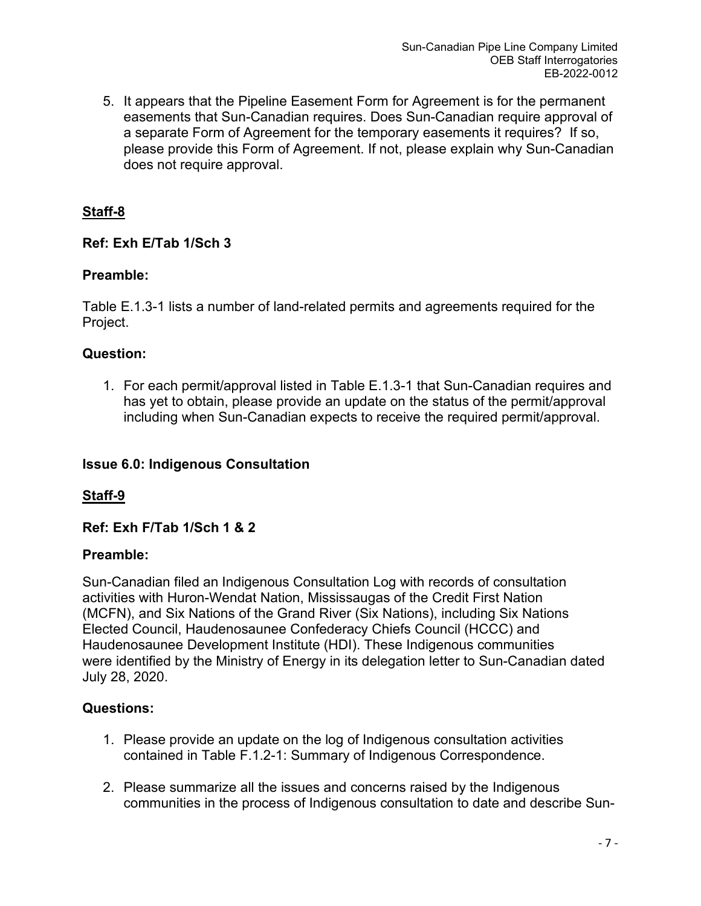5. It appears that the Pipeline Easement Form for Agreement is for the permanent easements that Sun-Canadian requires. Does Sun-Canadian require approval of a separate Form of Agreement for the temporary easements it requires? If so, please provide this Form of Agreement. If not, please explain why Sun-Canadian does not require approval.

## Staff-8

**Ref: Exh E/Tab 1/Sch 3**

**Preamble:**

Table E.1.3-1 lists a number of land-related permits and agreements required for the Project.

**Question:**

1. For each permit/approval listed in Table E.1.3-1 that Sun-Canadian requires and has yet to obtain, please provide an update on the status of the permit/approval including when Sun-Canadian expects to receive the required permit/approval.

## Issue 6.0: Indigenous Consultation

## Staff-9

**Ref: Exh F/Tab 1/Sch 1 & 2**

**Preamble:**

Sun-Canadian filed an Indigenous Consultation Log with records of consultation activities with Huron-Wendat Nation, Mississaugas of the Credit First Nation (MCFN), and Six Nations of the Grand River (Six Nations), including Six Nations Elected Council, Haudenosaunee Confederacy Chiefs Council (HCCC) and Haudenosaunee Development Institute (HDI). These Indigenous communities were identified by the Ministry of Energy in its delegation letter to Sun-Canadian dated July 28, 2020.

**Questions:**

1. Please provide an update on the log of Indigenous consultation activities contained in Table F.1.2-1: Summary of Indigenous Correspondence.
2. Please summarize all the issues and concerns raised by the Indigenous communities in the process of Indigenous consultation to date and describe Sun-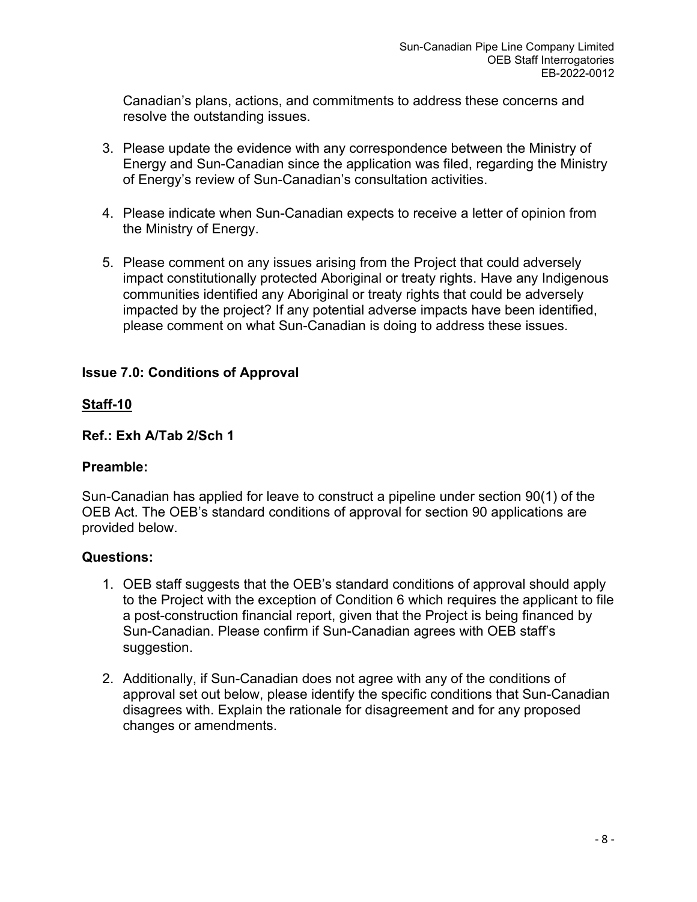Canadian's plans, actions, and commitments to address these concerns and resolve the outstanding issues.

3. Please update the evidence with any correspondence between the Ministry of Energy and Sun-Canadian since the application was filed, regarding the Ministry of Energy's review of Sun-Canadian's consultation activities.

4. Please indicate when Sun-Canadian expects to receive a letter of opinion from the Ministry of Energy.

5. Please comment on any issues arising from the Project that could adversely impact constitutionally protected Aboriginal or treaty rights. Have any Indigenous communities identified any Aboriginal or treaty rights that could be adversely impacted by the project? If any potential adverse impacts have been identified, please comment on what Sun-Canadian is doing to address these issues.

## Issue 7.0: Conditions of Approval

### <u>Staff-10</u>

**Ref.: Exh A/Tab 2/Sch 1**

**Preamble:**

Sun-Canadian has applied for leave to construct a pipeline under section 90(1) of the OEB Act. The OEB's standard conditions of approval for section 90 applications are provided below.

**Questions:**

1. OEB staff suggests that the OEB's standard conditions of approval should apply to the Project with the exception of Condition 6 which requires the applicant to file a post-construction financial report, given that the Project is being financed by Sun-Canadian. Please confirm if Sun-Canadian agrees with OEB staff's suggestion.

2. Additionally, if Sun-Canadian does not agree with any of the conditions of approval set out below, please identify the specific conditions that Sun-Canadian disagrees with. Explain the rationale for disagreement and for any proposed changes or amendments.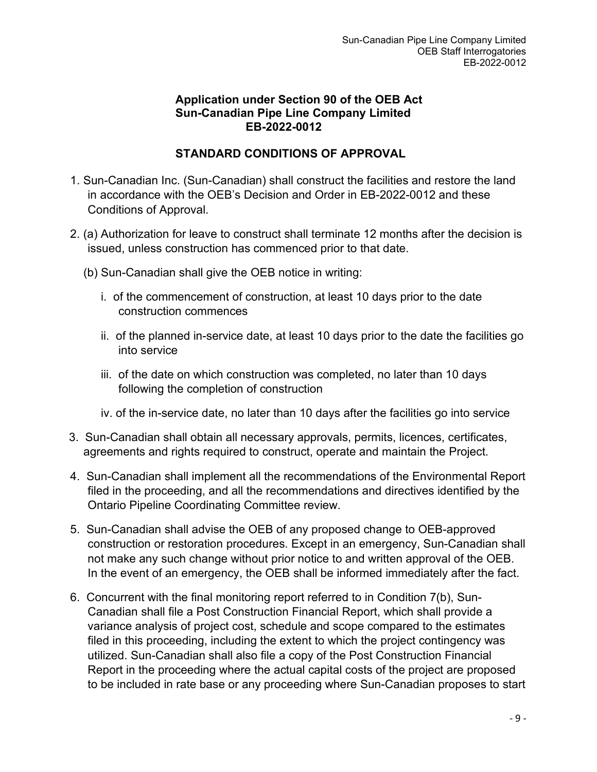**Application under Section 90 of the OEB Act**
**Sun-Canadian Pipe Line Company Limited**
**EB-2022-0012**

## STANDARD CONDITIONS OF APPROVAL

1. Sun-Canadian Inc. (Sun-Canadian) shall construct the facilities and restore the land in accordance with the OEB's Decision and Order in EB-2022-0012 and these Conditions of Approval.

2. (a) Authorization for leave to construct shall terminate 12 months after the decision is issued, unless construction has commenced prior to that date.

   (b) Sun-Canadian shall give the OEB notice in writing:

   i. of the commencement of construction, at least 10 days prior to the date construction commences

   ii. of the planned in-service date, at least 10 days prior to the date the facilities go into service

   iii. of the date on which construction was completed, no later than 10 days following the completion of construction

   iv. of the in-service date, no later than 10 days after the facilities go into service

3. Sun-Canadian shall obtain all necessary approvals, permits, licences, certificates, agreements and rights required to construct, operate and maintain the Project.

4. Sun-Canadian shall implement all the recommendations of the Environmental Report filed in the proceeding, and all the recommendations and directives identified by the Ontario Pipeline Coordinating Committee review.

5. Sun-Canadian shall advise the OEB of any proposed change to OEB-approved construction or restoration procedures. Except in an emergency, Sun-Canadian shall not make any such change without prior notice to and written approval of the OEB. In the event of an emergency, the OEB shall be informed immediately after the fact.

6. Concurrent with the final monitoring report referred to in Condition 7(b), Sun-Canadian shall file a Post Construction Financial Report, which shall provide a variance analysis of project cost, schedule and scope compared to the estimates filed in this proceeding, including the extent to which the project contingency was utilized. Sun-Canadian shall also file a copy of the Post Construction Financial Report in the proceeding where the actual capital costs of the project are proposed to be included in rate base or any proceeding where Sun-Canadian proposes to start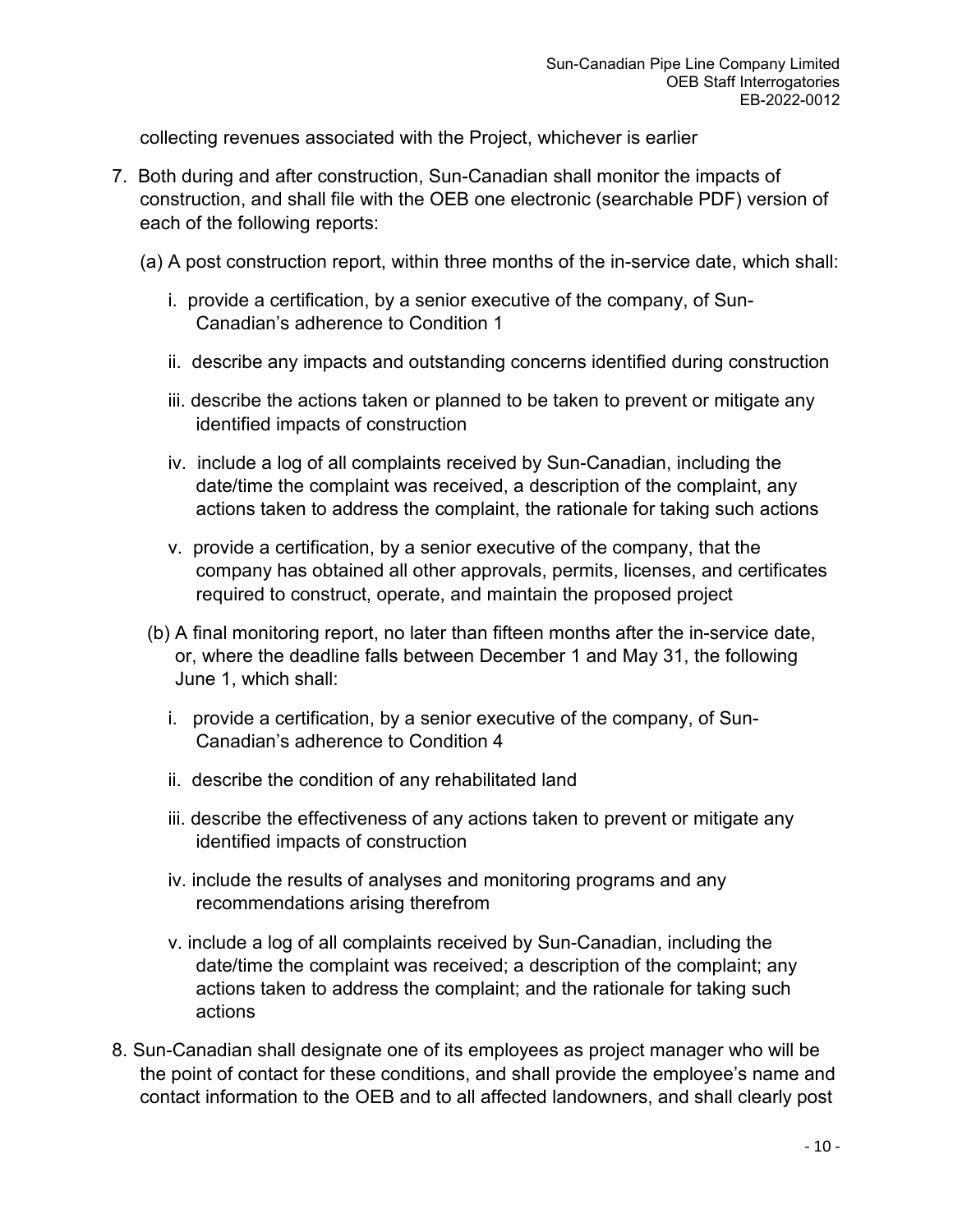collecting revenues associated with the Project, whichever is earlier

7. Both during and after construction, Sun-Canadian shall monitor the impacts of construction, and shall file with the OEB one electronic (searchable PDF) version of each of the following reports:

   (a) A post construction report, within three months of the in-service date, which shall:

      i. provide a certification, by a senior executive of the company, of Sun-Canadian's adherence to Condition 1

      ii. describe any impacts and outstanding concerns identified during construction

      iii. describe the actions taken or planned to be taken to prevent or mitigate any identified impacts of construction

      iv. include a log of all complaints received by Sun-Canadian, including the date/time the complaint was received, a description of the complaint, any actions taken to address the complaint, the rationale for taking such actions

      v. provide a certification, by a senior executive of the company, that the company has obtained all other approvals, permits, licenses, and certificates required to construct, operate, and maintain the proposed project

   (b) A final monitoring report, no later than fifteen months after the in-service date, or, where the deadline falls between December 1 and May 31, the following June 1, which shall:

      i. provide a certification, by a senior executive of the company, of Sun-Canadian's adherence to Condition 4

      ii. describe the condition of any rehabilitated land

      iii. describe the effectiveness of any actions taken to prevent or mitigate any identified impacts of construction

      iv. include the results of analyses and monitoring programs and any recommendations arising therefrom

      v. include a log of all complaints received by Sun-Canadian, including the date/time the complaint was received; a description of the complaint; any actions taken to address the complaint; and the rationale for taking such actions

8. Sun-Canadian shall designate one of its employees as project manager who will be the point of contact for these conditions, and shall provide the employee's name and contact information to the OEB and to all affected landowners, and shall clearly post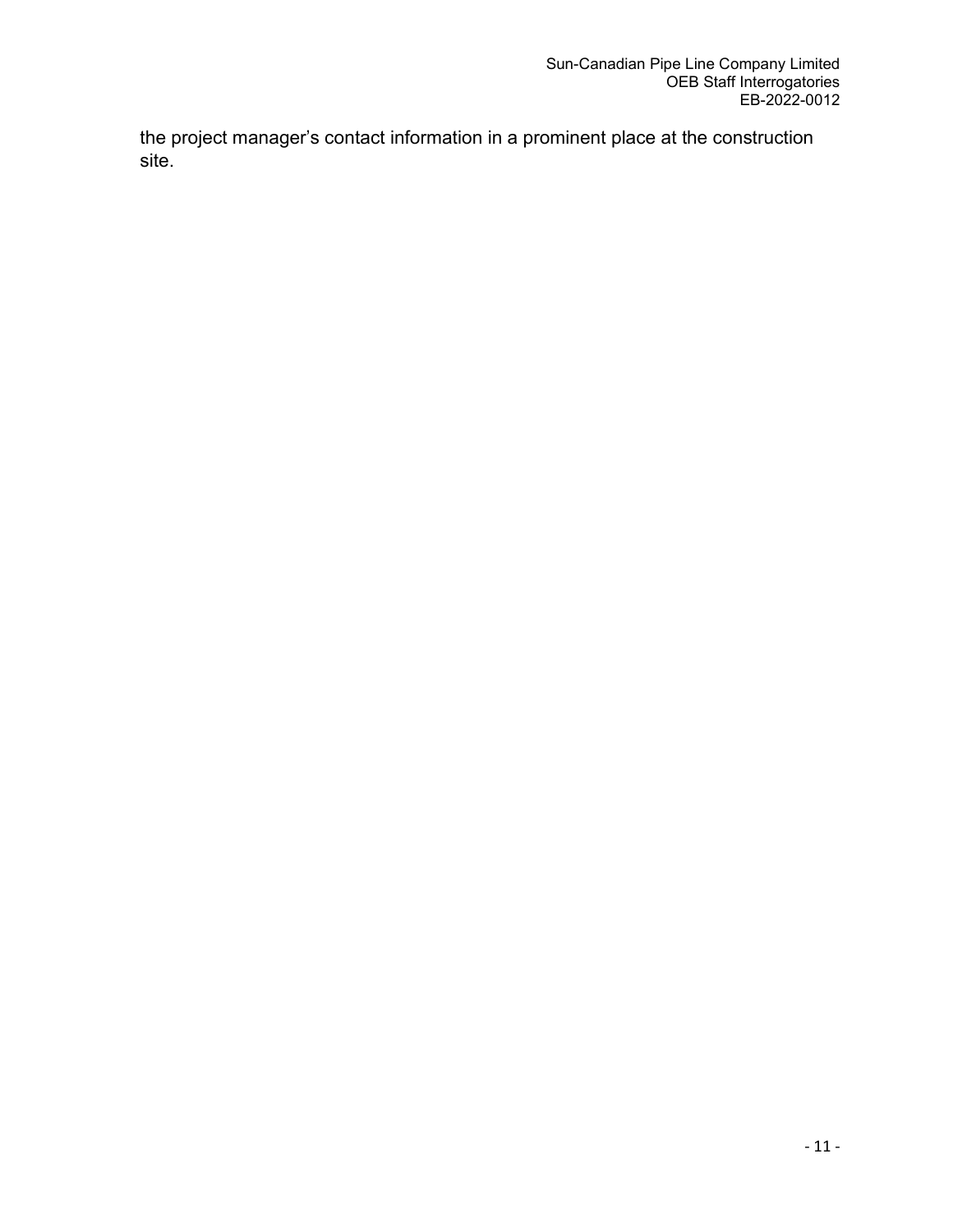the project manager’s contact information in a prominent place at the construction site.